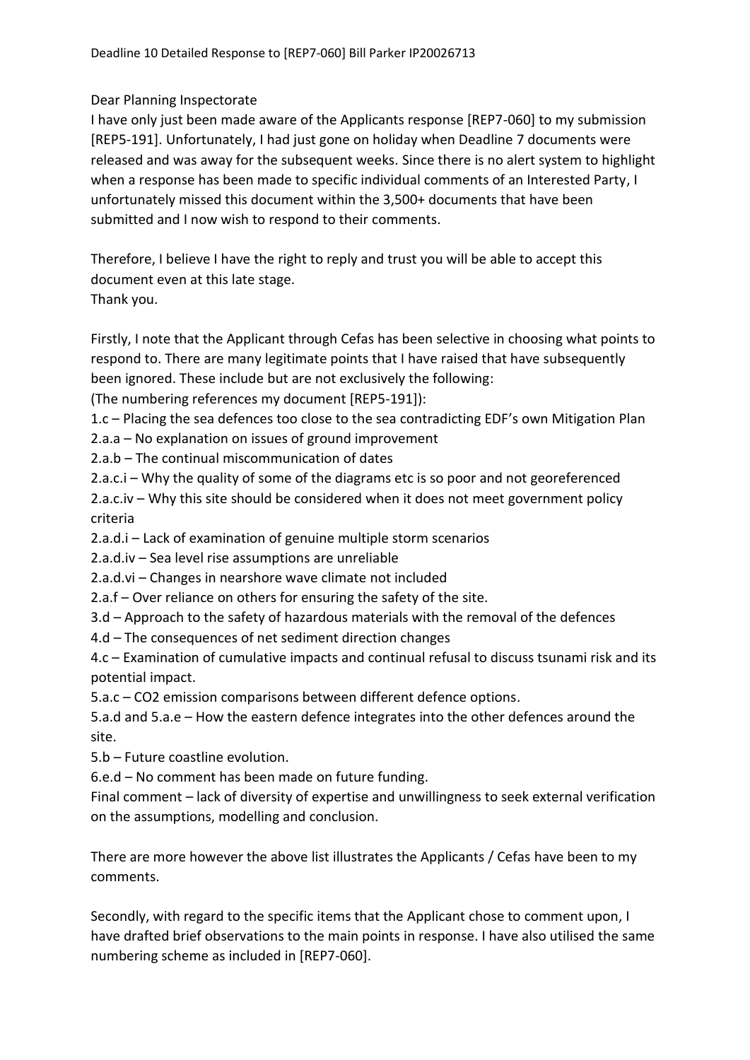Deadline 10 Detailed Response to [REP7-060] Bill Parker IP20026713

Dear Planning Inspectorate

I have only just been made aware of the Applicants response [REP7-060] to my submission [REP5-191]. Unfortunately, I had just gone on holiday when Deadline 7 documents were released and was away for the subsequent weeks. Since there is no alert system to highlight when a response has been made to specific individual comments of an Interested Party, I unfortunately missed this document within the 3,500+ documents that have been submitted and I now wish to respond to their comments.

Therefore, I believe I have the right to reply and trust you will be able to accept this document even at this late stage.

Thank you.

Firstly, I note that the Applicant through Cefas has been selective in choosing what points to respond to. There are many legitimate points that I have raised that have subsequently been ignored. These include but are not exclusively the following:

(The numbering references my document [REP5-191]):

1.c – Placing the sea defences too close to the sea contradicting EDF's own Mitigation Plan

2.a.a – No explanation on issues of ground improvement

2.a.b – The continual miscommunication of dates

2.a.c.i – Why the quality of some of the diagrams etc is so poor and not georeferenced

2.a.c.iv – Why this site should be considered when it does not meet government policy criteria

2.a.d.i – Lack of examination of genuine multiple storm scenarios

2.a.d.iv – Sea level rise assumptions are unreliable

2.a.d.vi – Changes in nearshore wave climate not included

2.a.f – Over reliance on others for ensuring the safety of the site.

3.d – Approach to the safety of hazardous materials with the removal of the defences

4.d – The consequences of net sediment direction changes

4.c – Examination of cumulative impacts and continual refusal to discuss tsunami risk and its potential impact.

5.a.c – $CO_2$ emission comparisons between different defence options.

5.a.d and 5.a.e – How the eastern defence integrates into the other defences around the site.

5.b – Future coastline evolution.

6.e.d – No comment has been made on future funding.

Final comment – lack of diversity of expertise and unwillingness to seek external verification on the assumptions, modelling and conclusion.

There are more however the above list illustrates the Applicants / Cefas have been to my comments.

Secondly, with regard to the specific items that the Applicant chose to comment upon, I have drafted brief observations to the main points in response. I have also utilised the same numbering scheme as included in [REP7-060].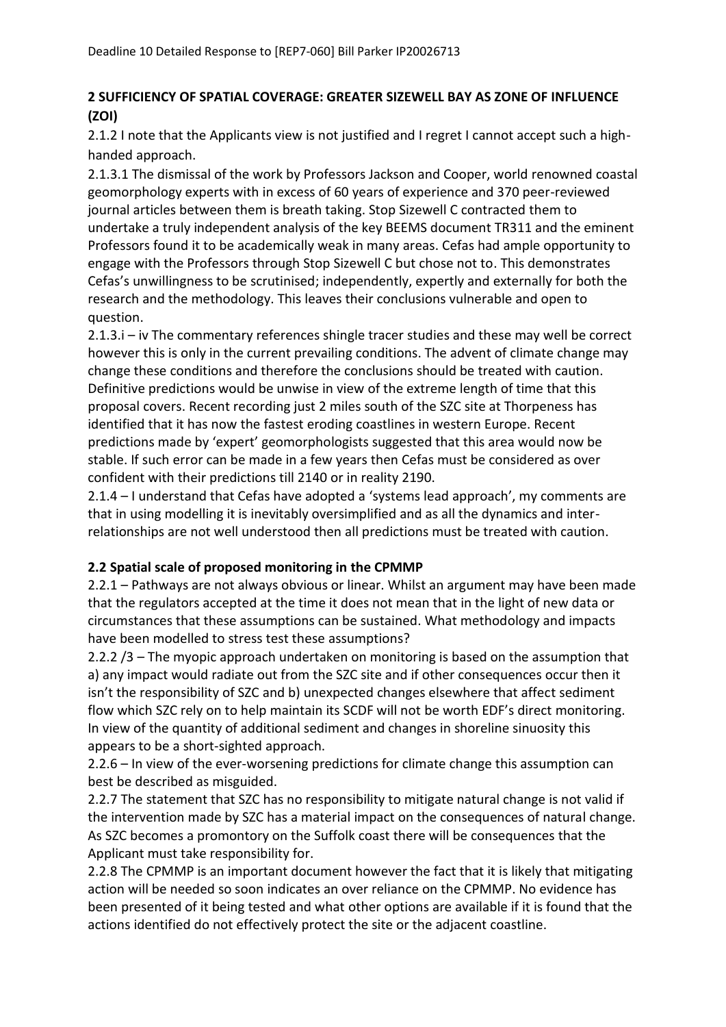## 2 SUFFICIENCY OF SPATIAL COVERAGE: GREATER SIZEWELL BAY AS ZONE OF INFLUENCE (ZOI)

2.1.2 I note that the Applicants view is not justified and I regret I cannot accept such a high-handed approach.

2.1.3.1 The dismissal of the work by Professors Jackson and Cooper, world renowned coastal geomorphology experts with in excess of 60 years of experience and 370 peer-reviewed journal articles between them is breath taking. Stop Sizewell C contracted them to undertake a truly independent analysis of the key BEEMS document TR311 and the eminent Professors found it to be academically weak in many areas. Cefas had ample opportunity to engage with the Professors through Stop Sizewell C but chose not to. This demonstrates Cefas's unwillingness to be scrutinised; independently, expertly and externally for both the research and the methodology. This leaves their conclusions vulnerable and open to question.

2.1.3.i – iv The commentary references shingle tracer studies and these may well be correct however this is only in the current prevailing conditions. The advent of climate change may change these conditions and therefore the conclusions should be treated with caution. Definitive predictions would be unwise in view of the extreme length of time that this proposal covers. Recent recording just 2 miles south of the SZC site at Thorpeness has identified that it has now the fastest eroding coastlines in western Europe. Recent predictions made by 'expert' geomorphologists suggested that this area would now be stable. If such error can be made in a few years then Cefas must be considered as over confident with their predictions till 2140 or in reality 2190.

2.1.4 – I understand that Cefas have adopted a 'systems lead approach', my comments are that in using modelling it is inevitably oversimplified and as all the dynamics and inter-relationships are not well understood then all predictions must be treated with caution.

### 2.2 Spatial scale of proposed monitoring in the CPMMP

2.2.1 – Pathways are not always obvious or linear. Whilst an argument may have been made that the regulators accepted at the time it does not mean that in the light of new data or circumstances that these assumptions can be sustained. What methodology and impacts have been modelled to stress test these assumptions?

2.2.2 /3 – The myopic approach undertaken on monitoring is based on the assumption that a) any impact would radiate out from the SZC site and if other consequences occur then it isn't the responsibility of SZC and b) unexpected changes elsewhere that affect sediment flow which SZC rely on to help maintain its SCDF will not be worth EDF's direct monitoring. In view of the quantity of additional sediment and changes in shoreline sinuosity this appears to be a short-sighted approach.

2.2.6 – In view of the ever-worsening predictions for climate change this assumption can best be described as misguided.

2.2.7 The statement that SZC has no responsibility to mitigate natural change is not valid if the intervention made by SZC has a material impact on the consequences of natural change. As SZC becomes a promontory on the Suffolk coast there will be consequences that the Applicant must take responsibility for.

2.2.8 The CPMMP is an important document however the fact that it is likely that mitigating action will be needed so soon indicates an over reliance on the CPMMP. No evidence has been presented of it being tested and what other options are available if it is found that the actions identified do not effectively protect the site or the adjacent coastline.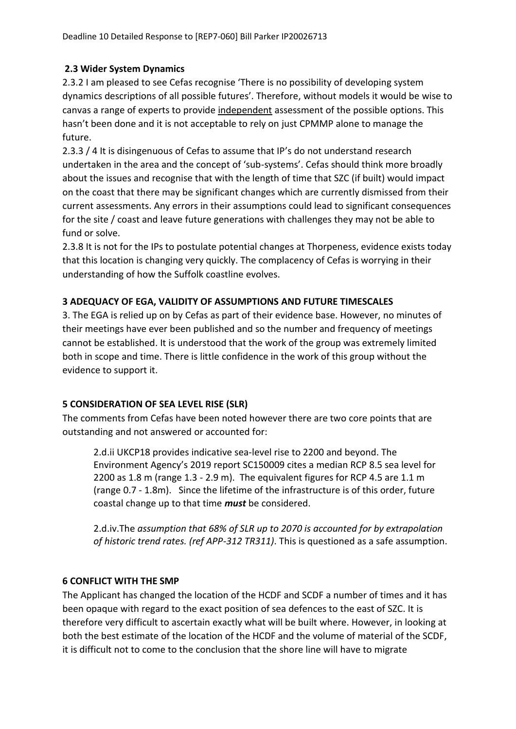### 2.3 Wider System Dynamics

2.3.2 I am pleased to see Cefas recognise 'There is no possibility of developing system dynamics descriptions of all possible futures'. Therefore, without models it would be wise to canvas a range of experts to provide <u>independent</u> assessment of the possible options. This hasn't been done and it is not acceptable to rely on just CPMMP alone to manage the future.

2.3.3 / 4 It is disingenuous of Cefas to assume that IP's do not understand research undertaken in the area and the concept of 'sub-systems'. Cefas should think more broadly about the issues and recognise that with the length of time that SZC (if built) would impact on the coast that there may be significant changes which are currently dismissed from their current assessments. Any errors in their assumptions could lead to significant consequences for the site / coast and leave future generations with challenges they may not be able to fund or solve.

2.3.8 It is not for the IPs to postulate potential changes at Thorpeness, evidence exists today that this location is changing very quickly. The complacency of Cefas is worrying in their understanding of how the Suffolk coastline evolves.

## 3 ADEQUACY OF EGA, VALIDITY OF ASSUMPTIONS AND FUTURE TIMESCALES

3. The EGA is relied up on by Cefas as part of their evidence base. However, no minutes of their meetings have ever been published and so the number and frequency of meetings cannot be established. It is understood that the work of the group was extremely limited both in scope and time. There is little confidence in the work of this group without the evidence to support it.

## 5 CONSIDERATION OF SEA LEVEL RISE (SLR)

The comments from Cefas have been noted however there are two core points that are outstanding and not answered or accounted for:

> 2.d.ii UKCP18 provides indicative sea-level rise to 2200 and beyond. The Environment Agency's 2019 report SC150009 cites a median RCP 8.5 sea level for 2200 as 1.8 m (range 1.3 - 2.9 m). The equivalent figures for RCP 4.5 are 1.1 m (range 0.7 - 1.8m). Since the lifetime of the infrastructure is of this order, future coastal change up to that time ***must*** be considered.
>
> 2.d.iv.The *assumption that 68% of SLR up to 2070 is accounted for by extrapolation of historic trend rates. (ref APP-312 TR311)*. This is questioned as a safe assumption.

## 6 CONFLICT WITH THE SMP

The Applicant has changed the location of the HCDF and SCDF a number of times and it has been opaque with regard to the exact position of sea defences to the east of SZC. It is therefore very difficult to ascertain exactly what will be built where. However, in looking at both the best estimate of the location of the HCDF and the volume of material of the SCDF, it is difficult not to come to the conclusion that the shore line will have to migrate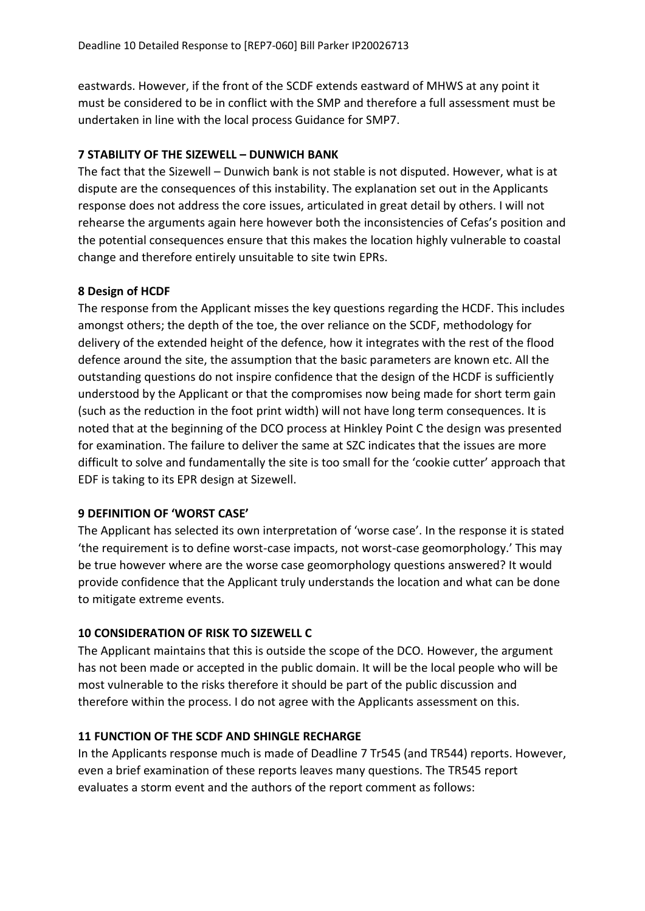eastwards. However, if the front of the SCDF extends eastward of MHWS at any point it must be considered to be in conflict with the SMP and therefore a full assessment must be undertaken in line with the local process Guidance for SMP7.

## 7 STABILITY OF THE SIZEWELL – DUNWICH BANK

The fact that the Sizewell – Dunwich bank is not stable is not disputed. However, what is at dispute are the consequences of this instability. The explanation set out in the Applicants response does not address the core issues, articulated in great detail by others. I will not rehearse the arguments again here however both the inconsistencies of Cefas's position and the potential consequences ensure that this makes the location highly vulnerable to coastal change and therefore entirely unsuitable to site twin EPRs.

## 8 Design of HCDF

The response from the Applicant misses the key questions regarding the HCDF. This includes amongst others; the depth of the toe, the over reliance on the SCDF, methodology for delivery of the extended height of the defence, how it integrates with the rest of the flood defence around the site, the assumption that the basic parameters are known etc. All the outstanding questions do not inspire confidence that the design of the HCDF is sufficiently understood by the Applicant or that the compromises now being made for short term gain (such as the reduction in the foot print width) will not have long term consequences. It is noted that at the beginning of the DCO process at Hinkley Point C the design was presented for examination. The failure to deliver the same at SZC indicates that the issues are more difficult to solve and fundamentally the site is too small for the 'cookie cutter' approach that EDF is taking to its EPR design at Sizewell.

## 9 DEFINITION OF 'WORST CASE'

The Applicant has selected its own interpretation of 'worse case'. In the response it is stated 'the requirement is to define worst-case impacts, not worst-case geomorphology.' This may be true however where are the worse case geomorphology questions answered? It would provide confidence that the Applicant truly understands the location and what can be done to mitigate extreme events.

## 10 CONSIDERATION OF RISK TO SIZEWELL C

The Applicant maintains that this is outside the scope of the DCO. However, the argument has not been made or accepted in the public domain. It will be the local people who will be most vulnerable to the risks therefore it should be part of the public discussion and therefore within the process. I do not agree with the Applicants assessment on this.

## 11 FUNCTION OF THE SCDF AND SHINGLE RECHARGE

In the Applicants response much is made of Deadline 7 Tr545 (and TR544) reports. However, even a brief examination of these reports leaves many questions. The TR545 report evaluates a storm event and the authors of the report comment as follows: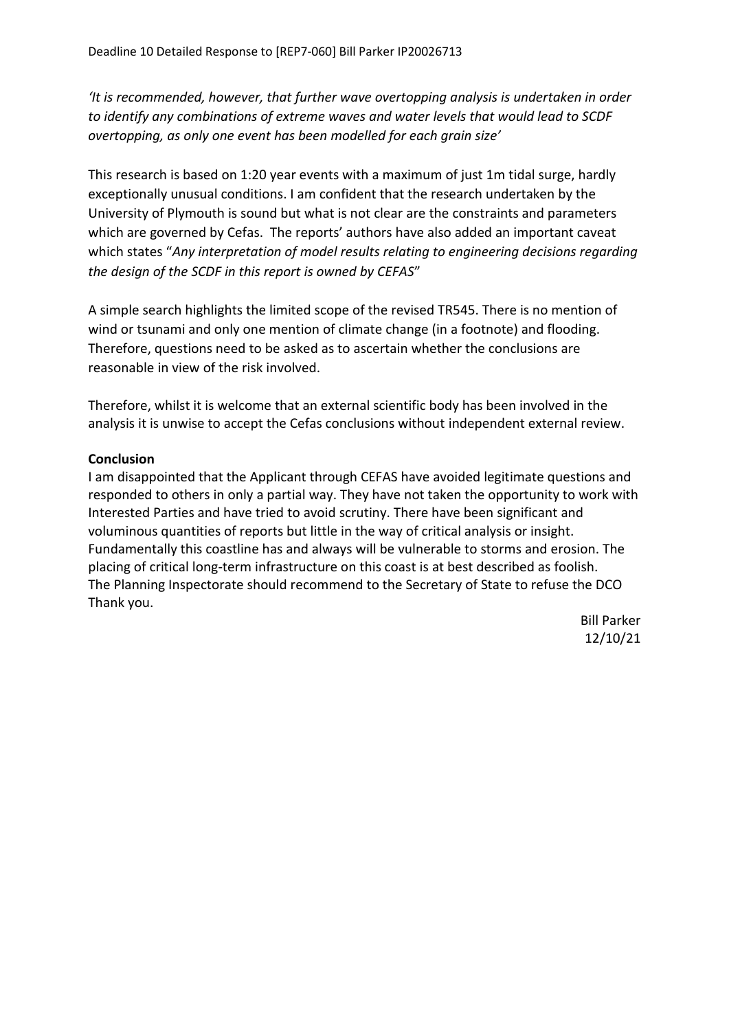*'It is recommended, however, that further wave overtopping analysis is undertaken in order to identify any combinations of extreme waves and water levels that would lead to SCDF overtopping, as only one event has been modelled for each grain size'*

This research is based on 1:20 year events with a maximum of just 1m tidal surge, hardly exceptionally unusual conditions. I am confident that the research undertaken by the University of Plymouth is sound but what is not clear are the constraints and parameters which are governed by Cefas. The reports' authors have also added an important caveat which states "*Any interpretation of model results relating to engineering decisions regarding the design of the SCDF in this report is owned by CEFAS*"

A simple search highlights the limited scope of the revised TR545. There is no mention of wind or tsunami and only one mention of climate change (in a footnote) and flooding. Therefore, questions need to be asked as to ascertain whether the conclusions are reasonable in view of the risk involved.

Therefore, whilst it is welcome that an external scientific body has been involved in the analysis it is unwise to accept the Cefas conclusions without independent external review.

**Conclusion**

I am disappointed that the Applicant through CEFAS have avoided legitimate questions and responded to others in only a partial way. They have not taken the opportunity to work with Interested Parties and have tried to avoid scrutiny. There have been significant and voluminous quantities of reports but little in the way of critical analysis or insight. Fundamentally this coastline has and always will be vulnerable to storms and erosion. The placing of critical long-term infrastructure on this coast is at best described as foolish. The Planning Inspectorate should recommend to the Secretary of State to refuse the DCO Thank you.

Bill Parker
12/10/21